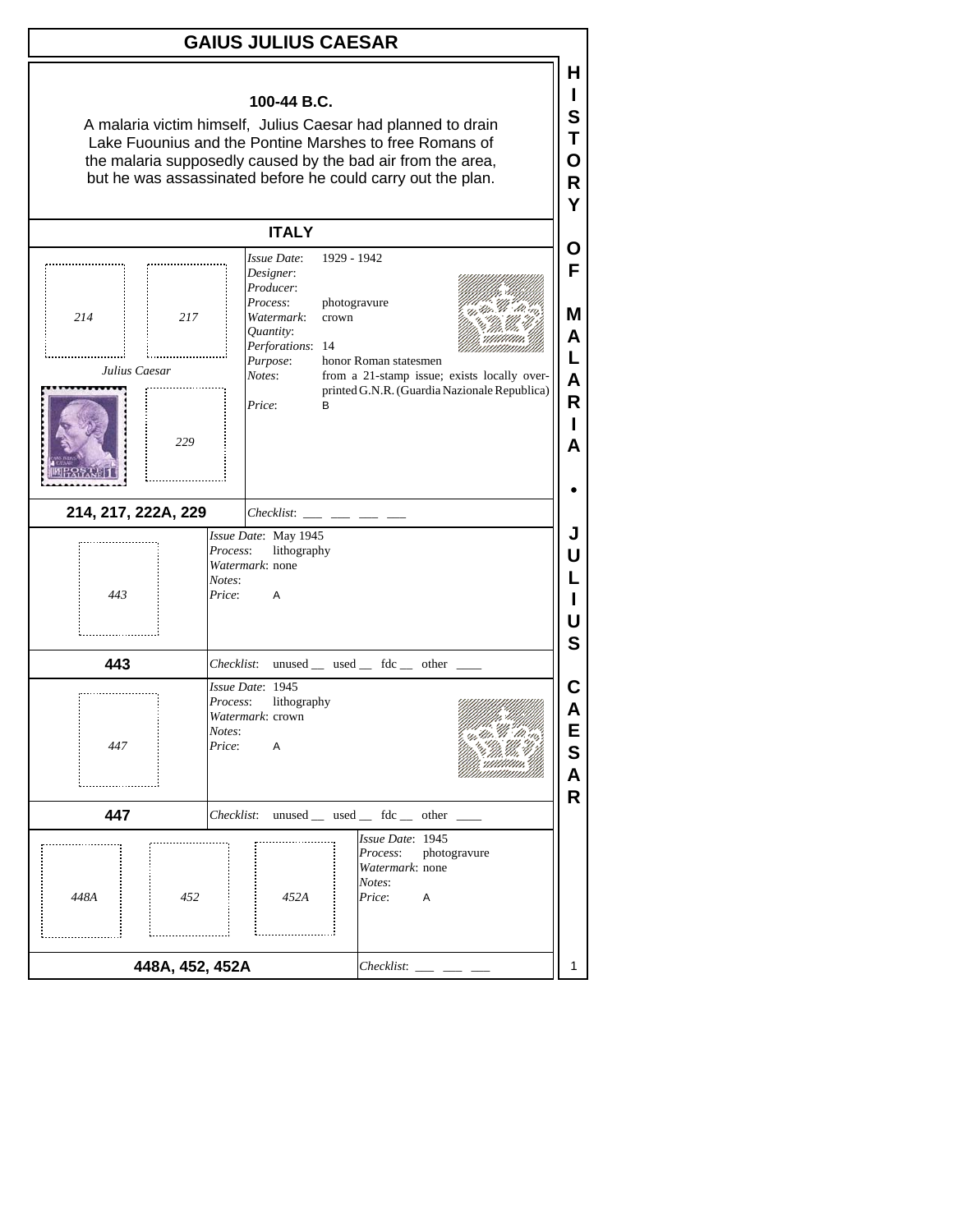# GAIUS JULIUS CAESAR

**100-44 B.C.**

A malaria victim himself, Julius Caesar had planned to drain Lake Fuounius and the Pontine Marshes to free Romans of the malaria supposedly caused by the bad air from the area, but he was assassinated before he could carry out the plan.

## ITALY

214 217

*Julius Caesar*

229

*Issue Date*: 1929 - 1942
*Designer*:
*Producer*:
*Process*: photogravure
*Watermark*: crown
*Quantity*:
*Perforations*: 14
*Purpose*: honor Roman statesmen
*Notes*: from a 21-stamp issue; exists locally overprinted G.N.R. (Guardia Nazionale Republica)
*Price*: B

**214, 217, 222A, 229** *Checklist*: ___ ___ ___ ___

---

443

*Issue Date*: May 1945
*Process*: lithography
*Watermark*: none
*Notes*:
*Price*: A

**443** *Checklist*: unused __ used __ fdc __ other ____

---

447

*Issue Date*: 1945
*Process*: lithography
*Watermark*: crown
*Notes*:
*Price*: A

**447** *Checklist*: unused __ used __ fdc __ other ____

---

448A 452 452A

*Issue Date*: 1945
*Process*: photogravure
*Watermark*: none
*Notes*:
*Price*: A

**448A, 452, 452A** *Checklist*: ___ ___ ___

HISTORY OF MALARIA • JULIUS CAESAR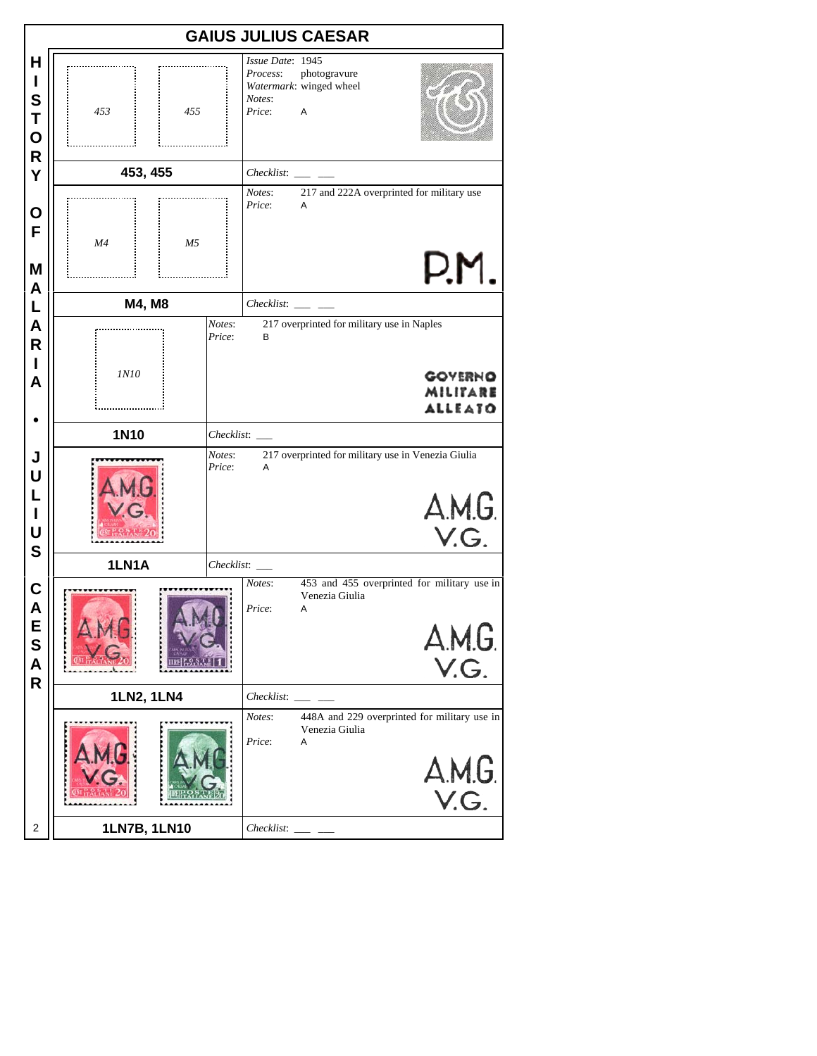# GAIUS JULIUS CAESAR

HISTORY OF MALARIA • JULIUS CAESAR

## 453, 455

*Issue Date*: 1945
*Process*: photogravure
*Watermark*: winged wheel
*Notes*:
*Price*: A

*Checklist*: ___ ___

## M4, M8

*Notes*: 217 and 222A overprinted for military use
*Price*: A

P.M.

*Checklist*: ___ ___

## 1N10

*Notes*: 217 overprinted for military use in Naples
*Price*: B

GOVERNO MILITARE ALLEATO

*Checklist*: ___

## 1LN1A

*Notes*: 217 overprinted for military use in Venezia Giulia
*Price*: A

A.M.G. V.G.

*Checklist*: ___

## 1LN2, 1LN4

*Notes*: 453 and 455 overprinted for military use in Venezia Giulia
*Price*: A

A.M.G. V.G.

*Checklist*: ___ ___

## 1LN7B, 1LN10

*Notes*: 448A and 229 overprinted for military use in Venezia Giulia
*Price*: A

A.M.G. V.G.

*Checklist*: ___ ___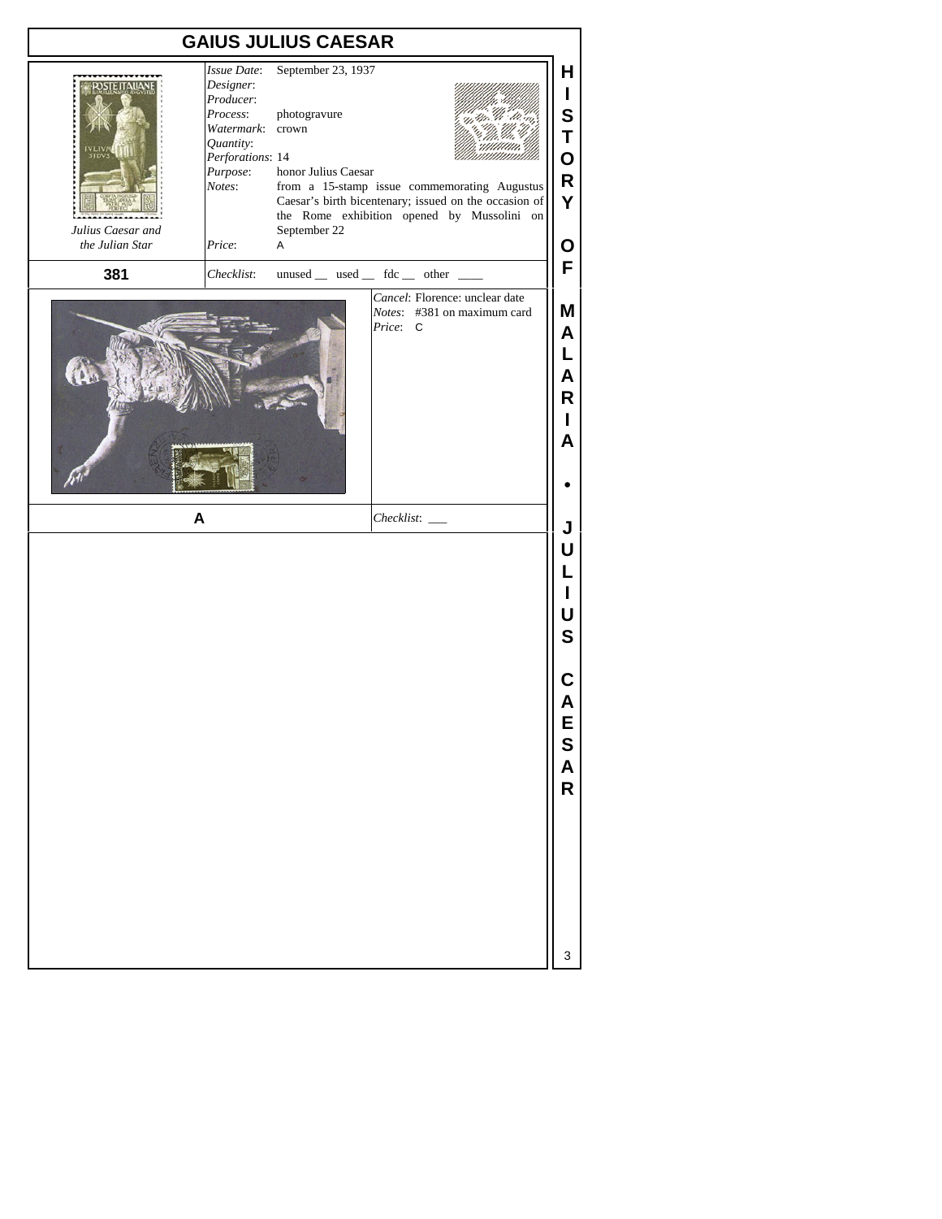# GAIUS JULIUS CAESAR

*Julius Caesar and the Julian Star*

*Issue Date*: September 23, 1937
*Designer*:
*Producer*:
*Process*: photogravure
*Watermark*: crown
*Quantity*:
*Perforations*: 14
*Purpose*: honor Julius Caesar
*Notes*: from a 15-stamp issue commemorating Augustus Caesar's birth bicentenary; issued on the occasion of the Rome exhibition opened by Mussolini on September 22
*Price*: A

**381**

*Checklist*: unused __ used __ fdc __ other ____

*Cancel*: Florence: unclear date
*Notes*: #381 on maximum card
*Price*: C

**A**

*Checklist*: ___

HISTORY OF MALARIA • JULIUS CAESAR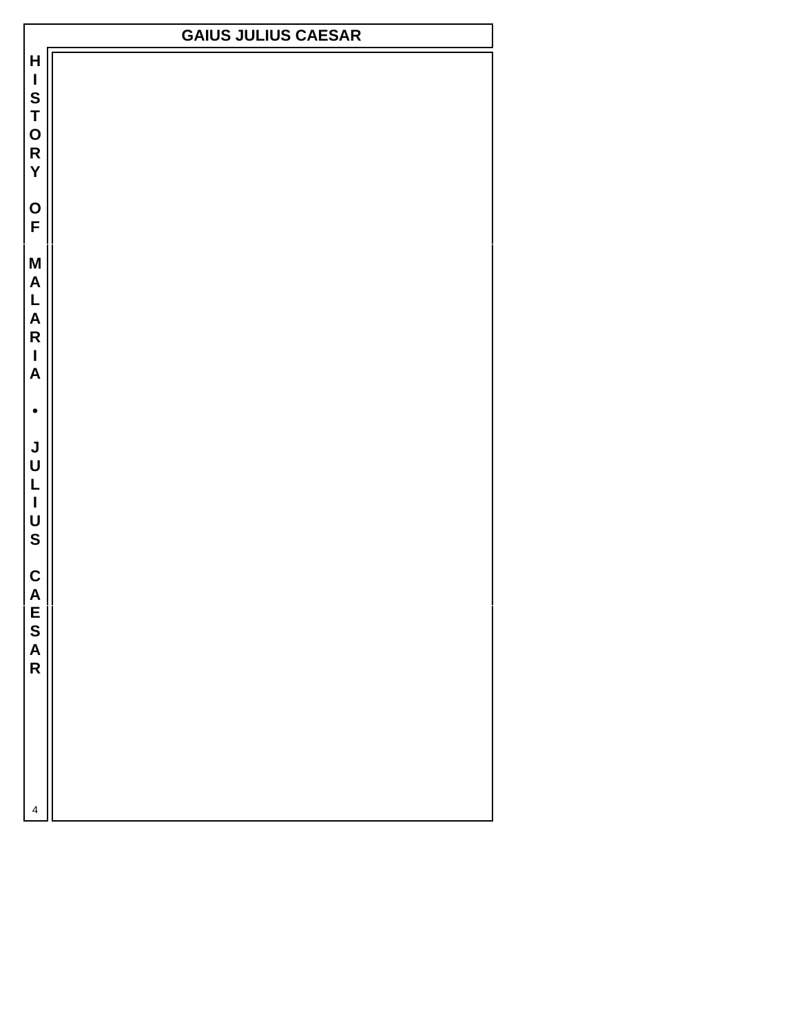# GAIUS JULIUS CAESAR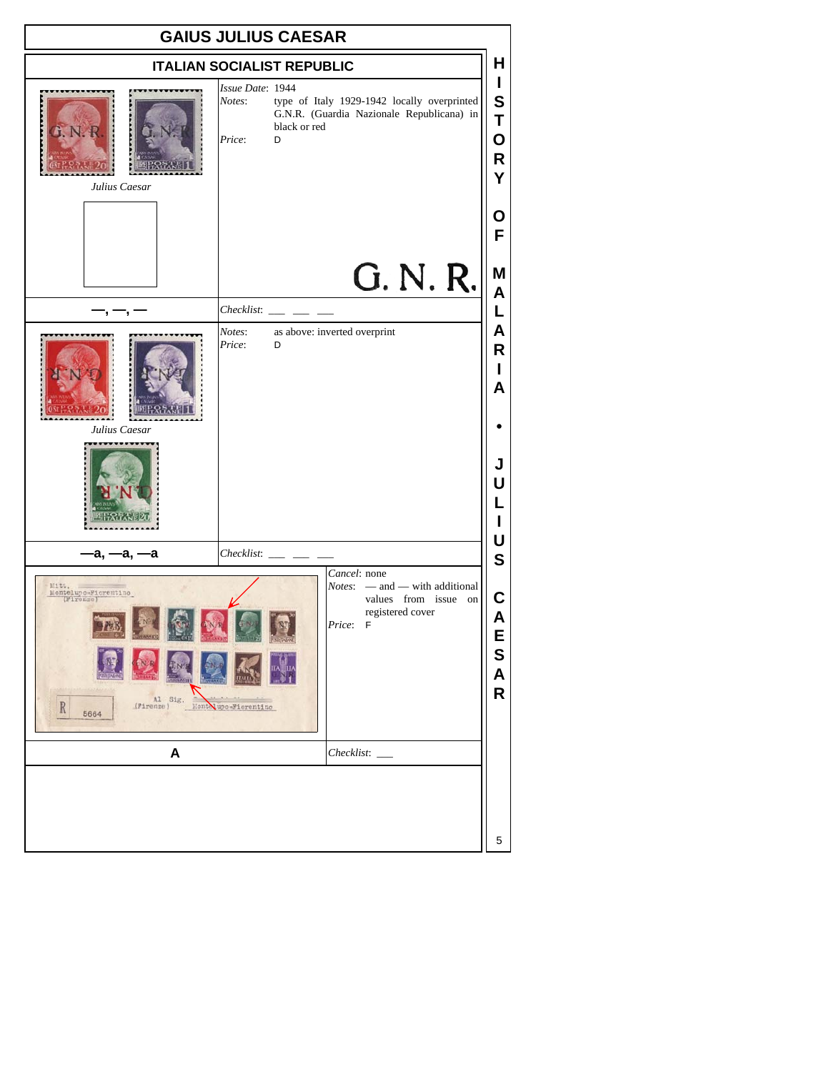# GAIUS JULIUS CAESAR

## ITALIAN SOCIALIST REPUBLIC

Julius Caesar

*Issue Date*: 1944

*Notes*: type of Italy 1929-1942 locally overprinted G.N.R. (Guardia Nazionale Repubblicana) in black or red

*Price*: D

G. N. R.

—, —, —

*Checklist*: ___ ___ ___

Julius Caesar

*Notes*: as above: inverted overprint

*Price*: D

—a, —a, —a

*Checklist*: ___ ___ ___

*Cancel*: none

*Notes*: — and — with additional values from issue on registered cover

*Price*: F

A

*Checklist*: ___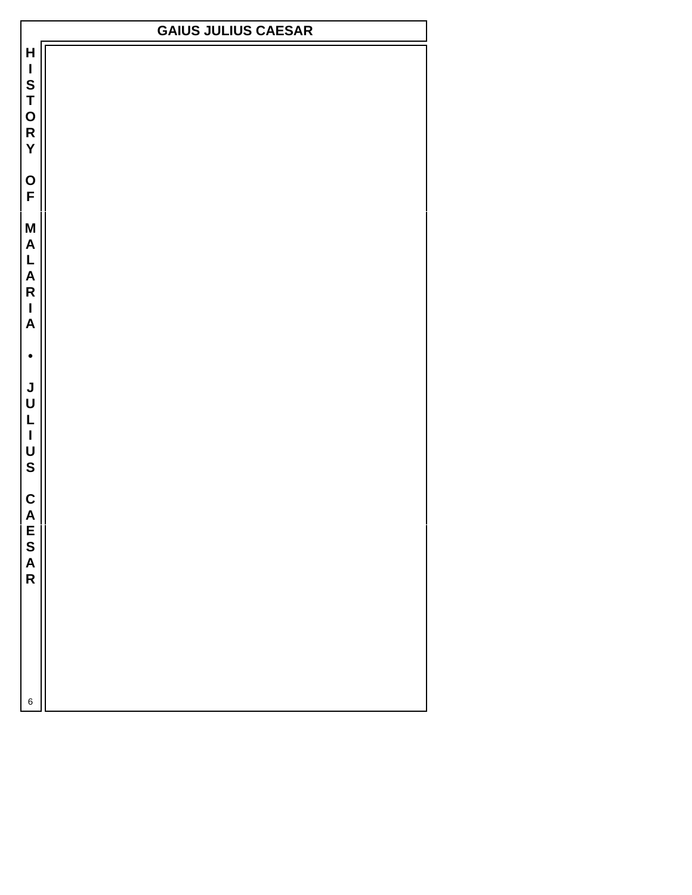# GAIUS JULIUS CAESAR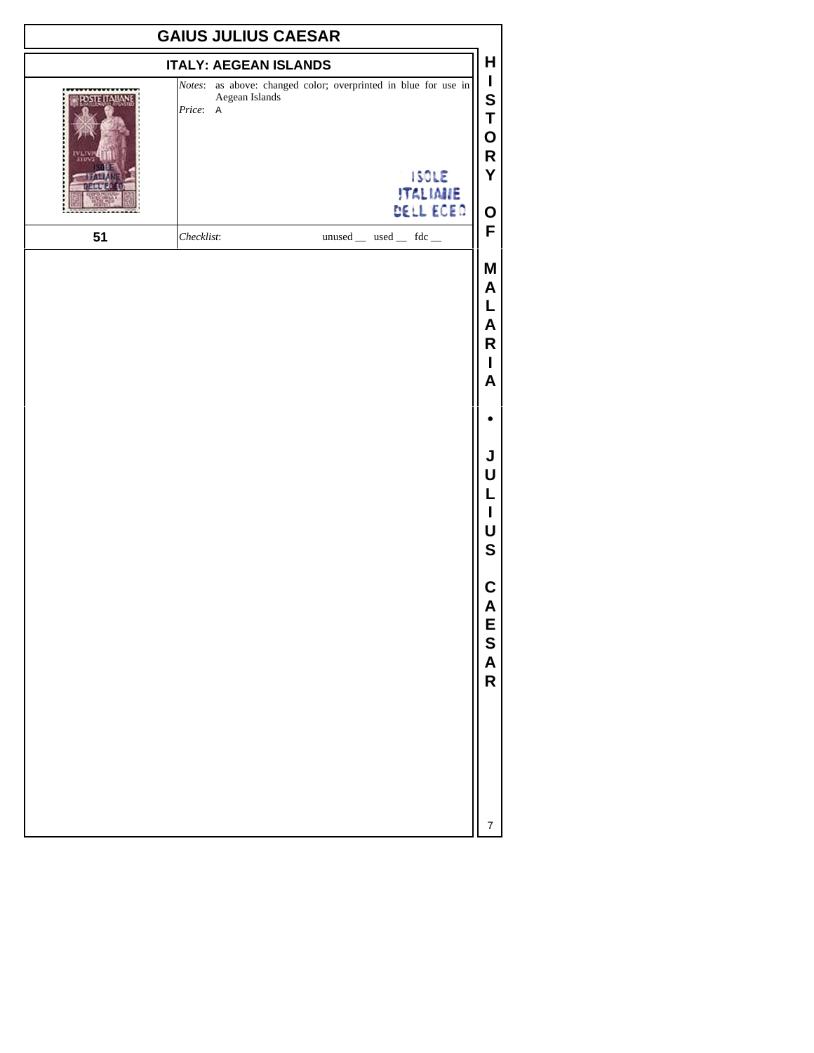# GAIUS JULIUS CAESAR

## ITALY: AEGEAN ISLANDS

*Notes*: as above: changed color; overprinted in blue for use in Aegean Islands

*Price*: A

ISOLE
ITALIANE
DELL EGEO

**51**

*Checklist*: unused __ used __ fdc __

HISTORY OF MALARIA • JULIUS CAESAR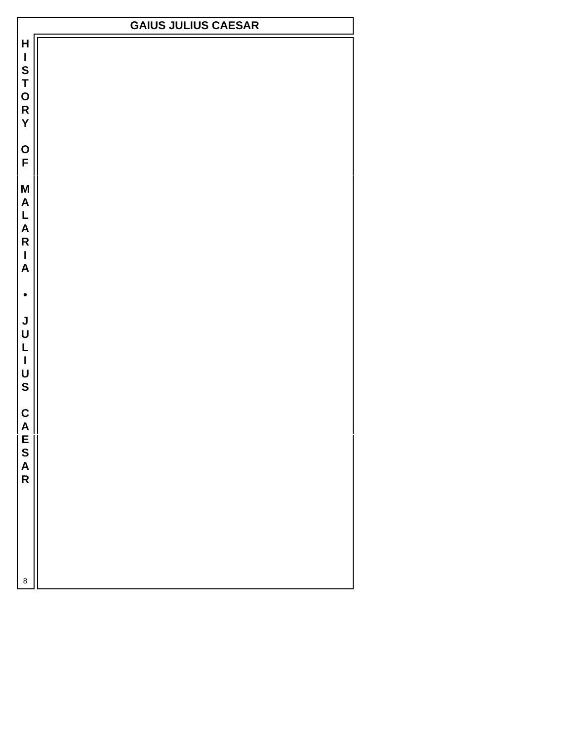# GAIUS JULIUS CAESAR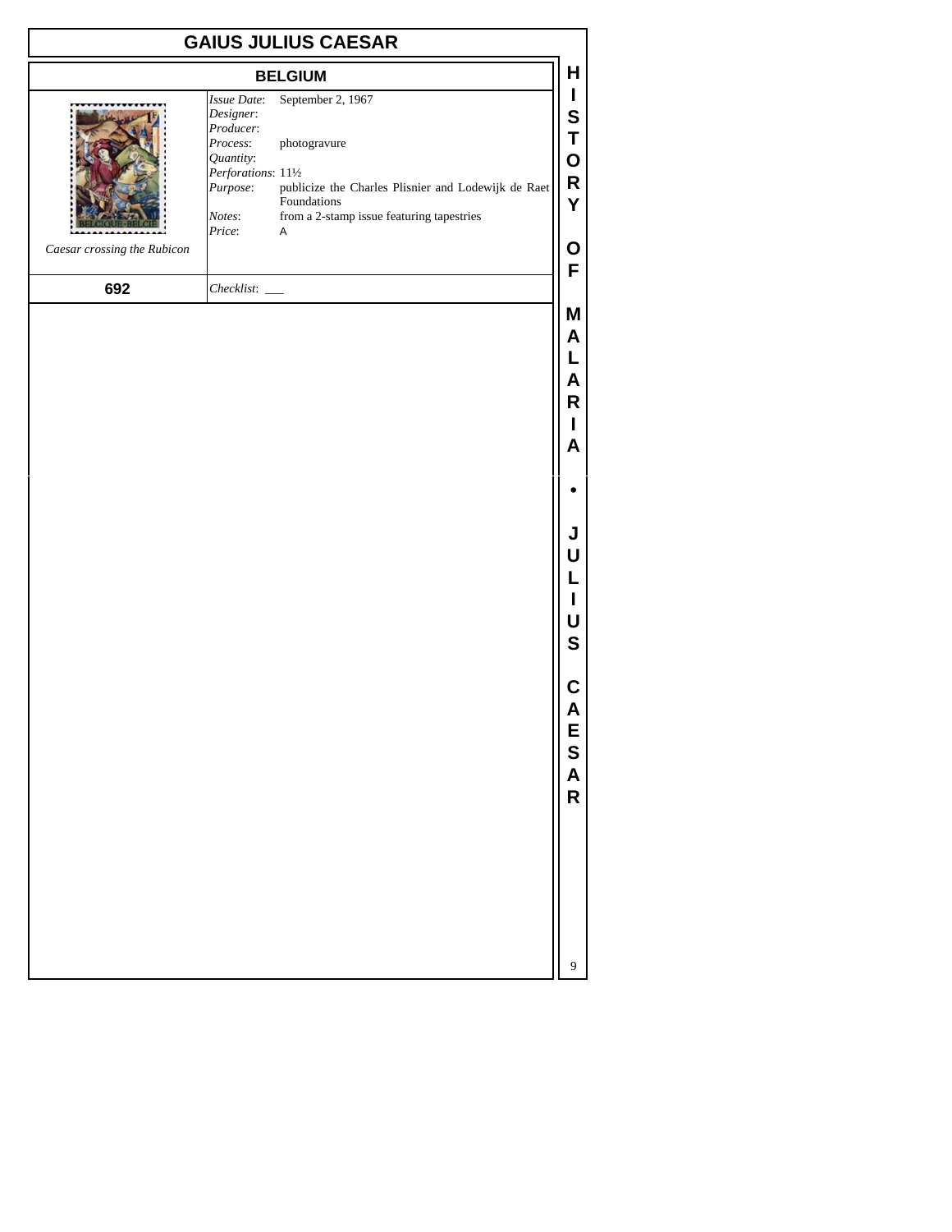# GAIUS JULIUS CAESAR

## BELGIUM

*Caesar crossing the Rubicon*

*Issue Date*: September 2, 1967
*Designer*:
*Producer*:
*Process*: photogravure
*Quantity*:
*Perforations*: 11½
*Purpose*: publicize the Charles Plisnier and Lodewijk de Raet Foundations
*Notes*: from a 2-stamp issue featuring tapestries
*Price*: A

**692**

*Checklist*: ___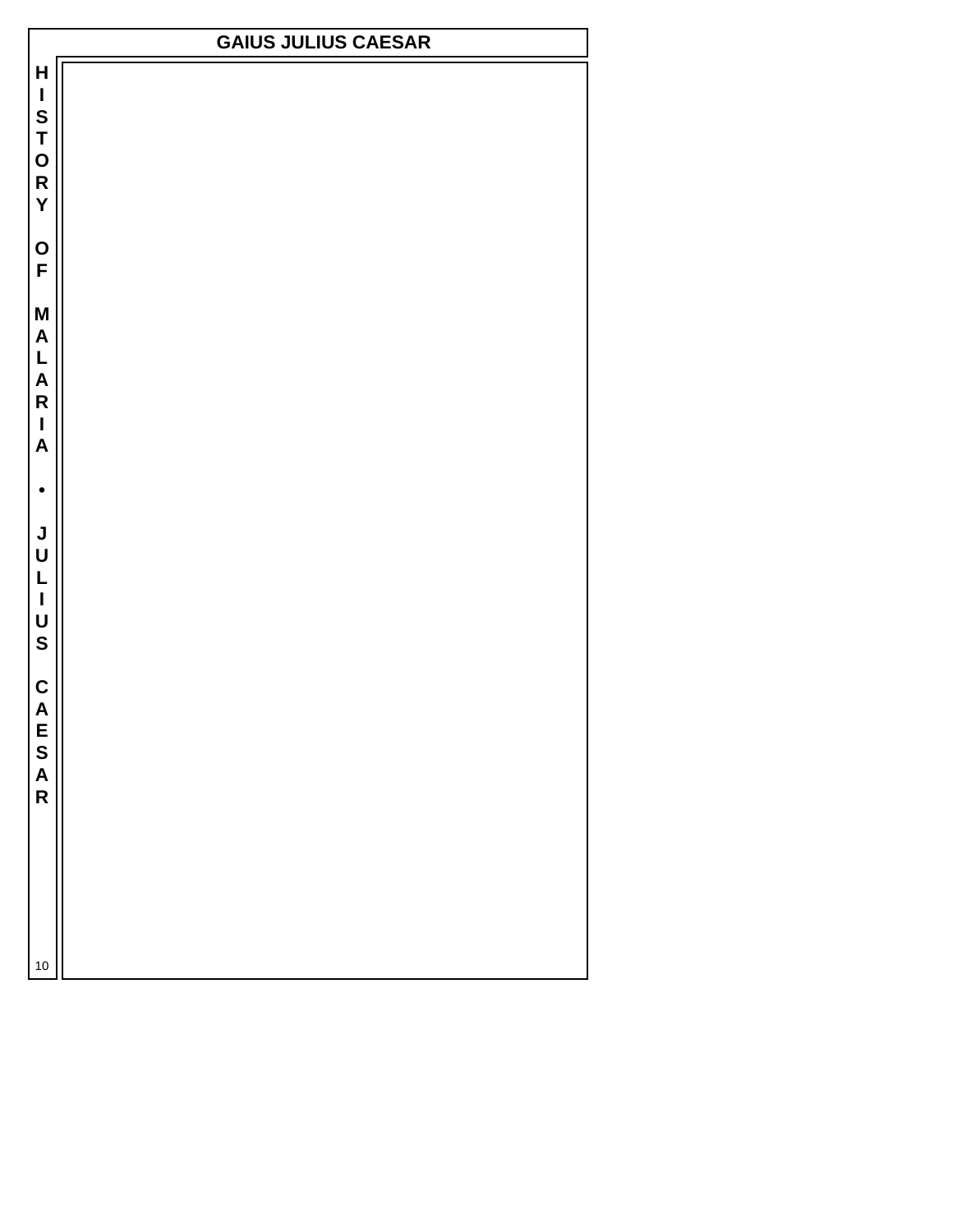# GAIUS JULIUS CAESAR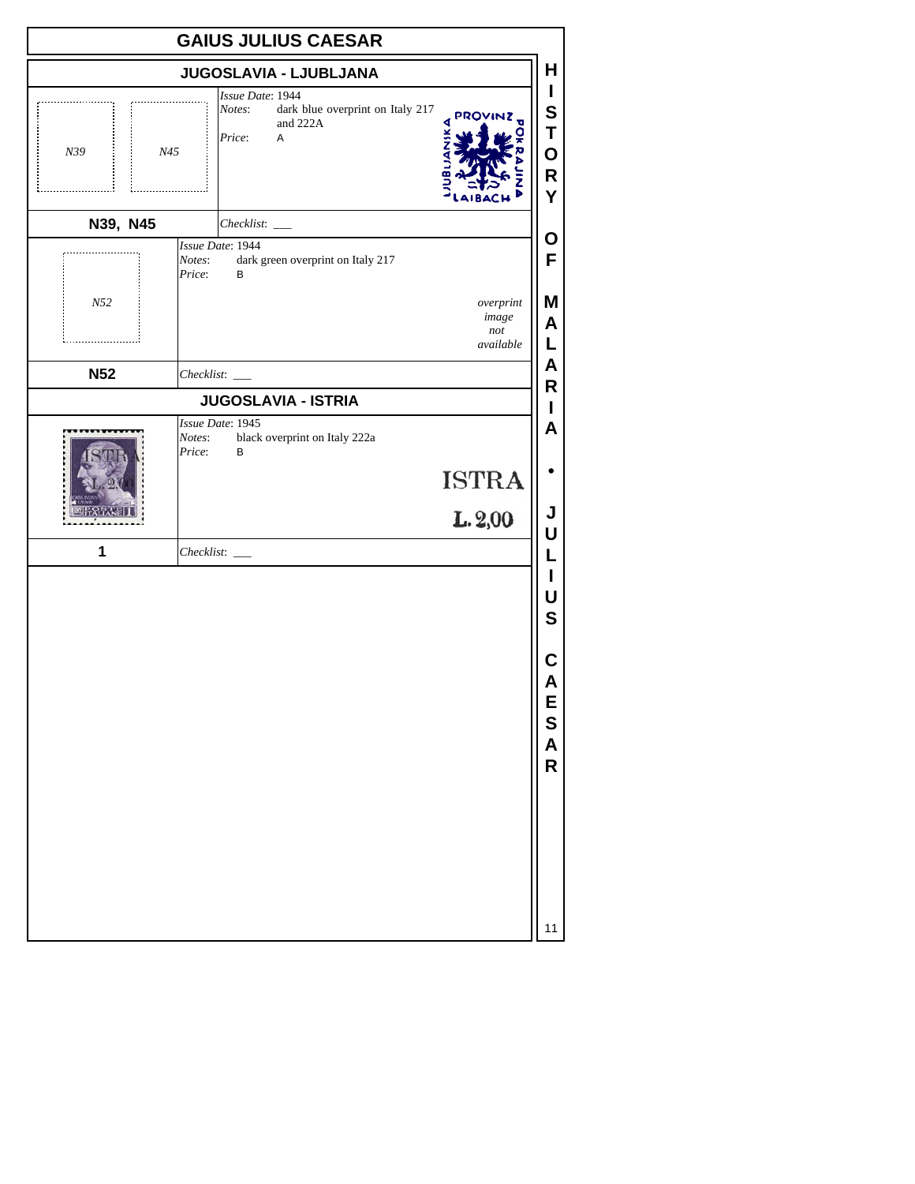# GAIUS JULIUS CAESAR

## JUGOSLAVIA - LJUBLJANA

N39 N45

*Issue Date*: 1944
*Notes*: dark blue overprint on Italy 217 and 222A
*Price*: A

PROVINZ LJUBLJANSKA POKRAJINA LAIBACH

**N39, N45** *Checklist*: ___

N52

*Issue Date*: 1944
*Notes*: dark green overprint on Italy 217
*Price*: B

*overprint image not available*

**N52** *Checklist*: ___

## JUGOSLAVIA - ISTRIA

*Issue Date*: 1945
*Notes*: black overprint on Italy 222a
*Price*: B

ISTRA
L. 2,00

**1** *Checklist*: ___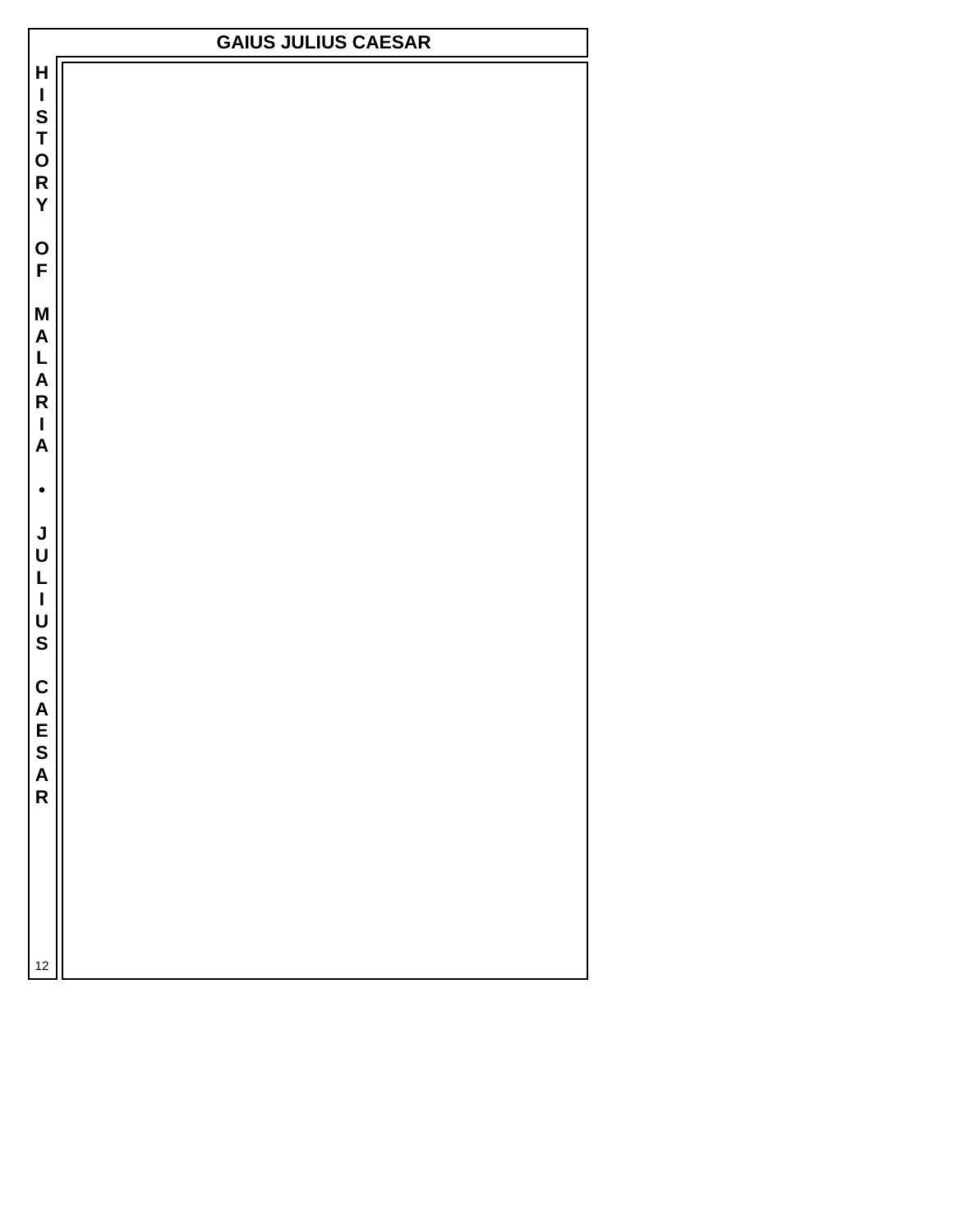# GAIUS JULIUS CAESAR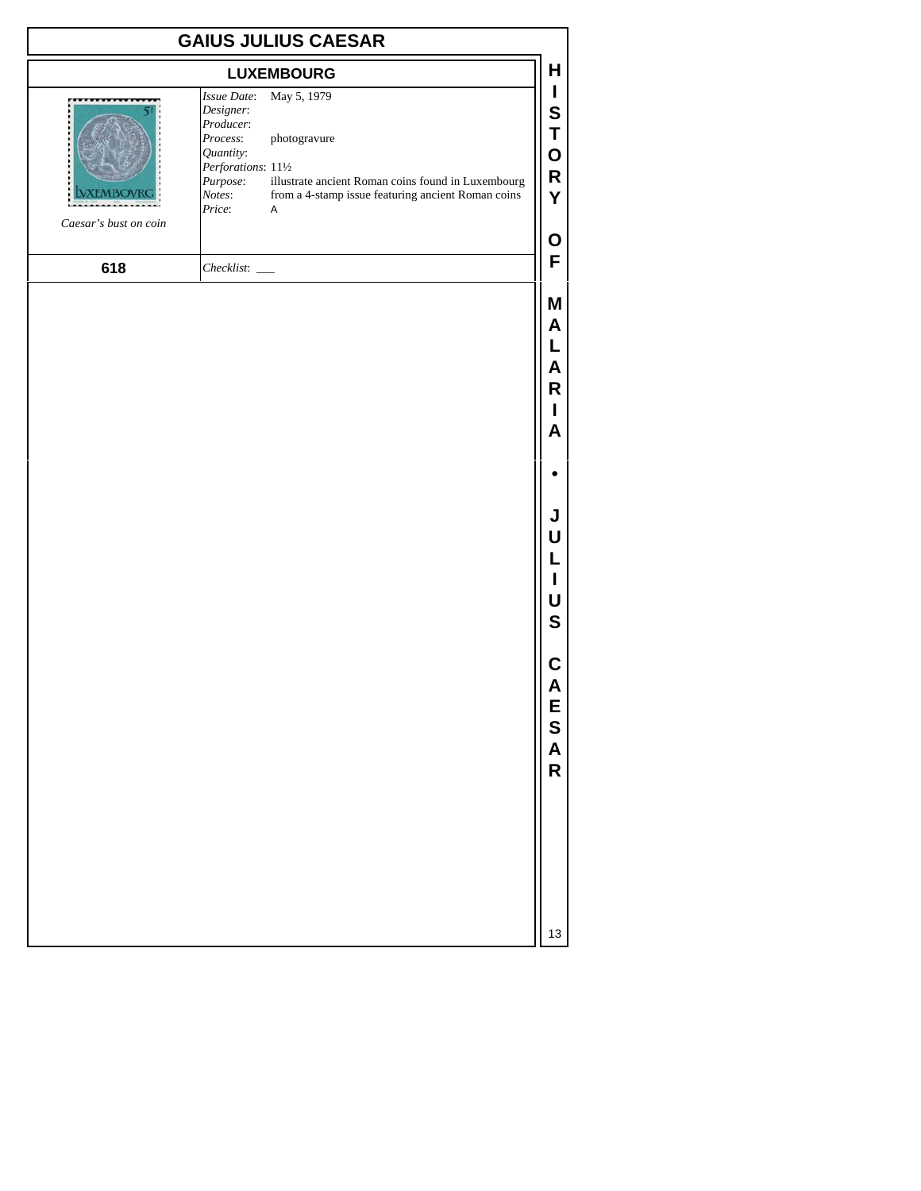# GAIUS JULIUS CAESAR

## LUXEMBOURG

| | |
|---|---|
| *Caesar's bust on coin* | *Issue Date*: May 5, 1979<br>*Designer*:<br>*Producer*:<br>*Process*: photogravure<br>*Quantity*:<br>*Perforations*: 11½<br>*Purpose*: illustrate ancient Roman coins found in Luxembourg<br>*Notes*: from a 4-stamp issue featuring ancient Roman coins<br>*Price*: A |
| **618** | *Checklist*: ___ |

HISTORY OF MALARIA • JULIUS CAESAR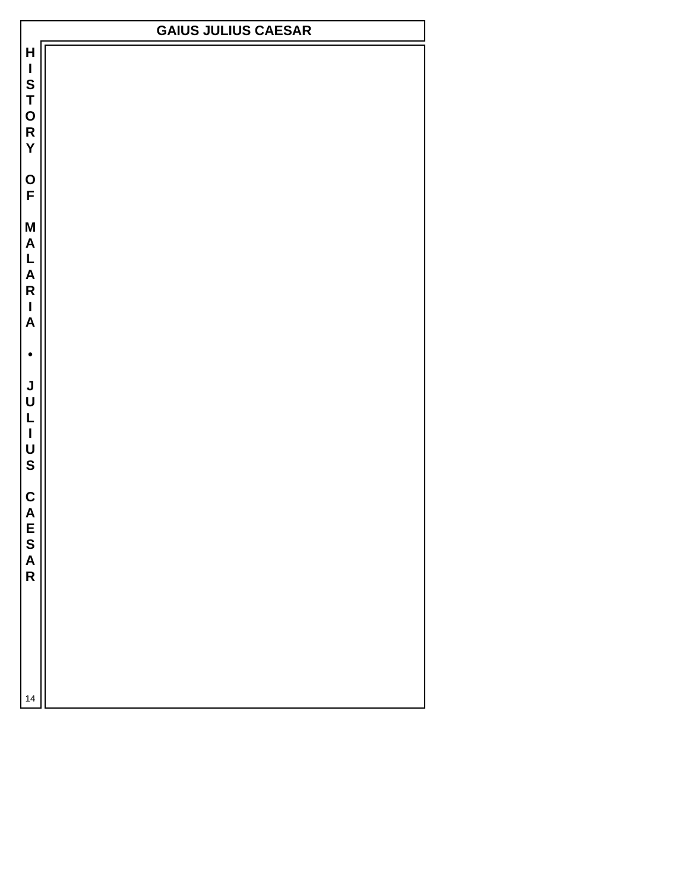# GAIUS JULIUS CAESAR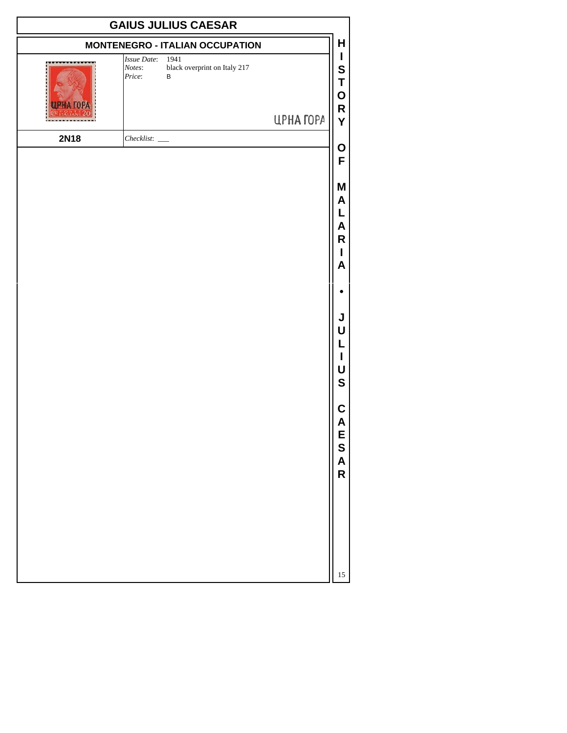## GAIUS JULIUS CAESAR

### MONTENEGRO - ITALIAN OCCUPATION

*Issue Date*: 1941
*Notes*: black overprint on Italy 217
*Price*: B

ЦРНА ГОРА

**2N18**

*Checklist*: ___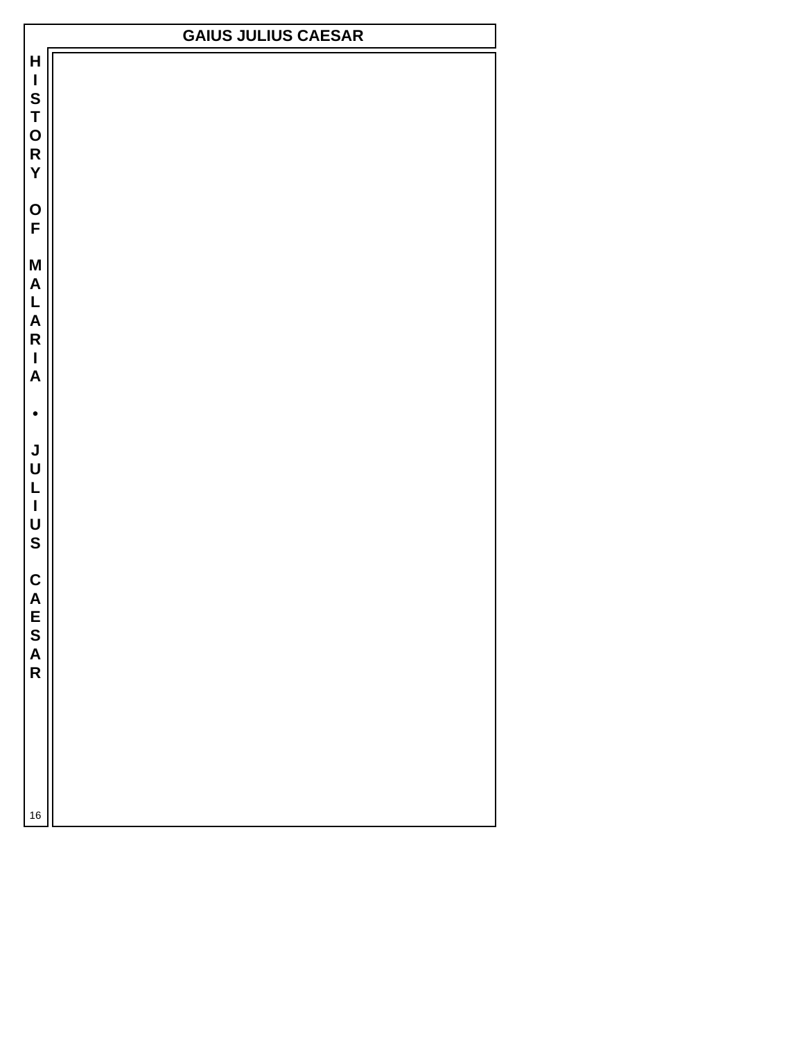# GAIUS JULIUS CAESAR